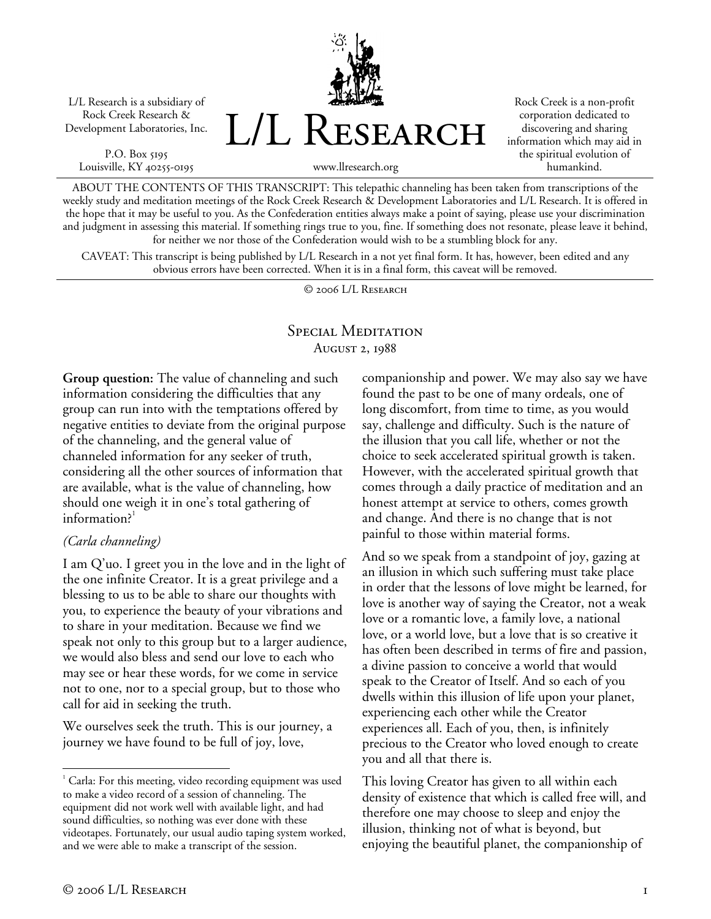L/L Research is a subsidiary of Rock Creek Research & Development Laboratories, Inc.

P.O. Box 5195
Louisville, KY 40255-0195

# L/L Research

www.llresearch.org

Rock Creek is a non-profit corporation dedicated to discovering and sharing information which may aid in the spiritual evolution of humankind.

ABOUT THE CONTENTS OF THIS TRANSCRIPT: This telepathic channeling has been taken from transcriptions of the weekly study and meditation meetings of the Rock Creek Research & Development Laboratories and L/L Research. It is offered in the hope that it may be useful to you. As the Confederation entities always make a point of saying, please use your discrimination and judgment in assessing this material. If something rings true to you, fine. If something does not resonate, please leave it behind, for neither we nor those of the Confederation would wish to be a stumbling block for any.

CAVEAT: This transcript is being published by L/L Research in a not yet final form. It has, however, been edited and any obvious errors have been corrected. When it is in a final form, this caveat will be removed.

© 2006 L/L Research

## Special Meditation
August 2, 1988

**Group question:** The value of channeling and such information considering the difficulties that any group can run into with the temptations offered by negative entities to deviate from the original purpose of the channeling, and the general value of channeled information for any seeker of truth, considering all the other sources of information that are available, what is the value of channeling, how should one weigh it in one's total gathering of information?[1]

*(Carla channeling)*

I am Q'uo. I greet you in the love and in the light of the one infinite Creator. It is a great privilege and a blessing to us to be able to share our thoughts with you, to experience the beauty of your vibrations and to share in your meditation. Because we find we speak not only to this group but to a larger audience, we would also bless and send our love to each who may see or hear these words, for we come in service not to one, nor to a special group, but to those who call for aid in seeking the truth.

We ourselves seek the truth. This is our journey, a journey we have found to be full of joy, love, companionship and power. We may also say we have found the past to be one of many ordeals, one of long discomfort, from time to time, as you would say, challenge and difficulty. Such is the nature of the illusion that you call life, whether or not the choice to seek accelerated spiritual growth is taken. However, with the accelerated spiritual growth that comes through a daily practice of meditation and an honest attempt at service to others, comes growth and change. And there is no change that is not painful to those within material forms.

And so we speak from a standpoint of joy, gazing at an illusion in which such suffering must take place in order that the lessons of love might be learned, for love is another way of saying the Creator, not a weak love or a romantic love, a family love, a national love, or a world love, but a love that is so creative it has often been described in terms of fire and passion, a divine passion to conceive a world that would speak to the Creator of Itself. And so each of you dwells within this illusion of life upon your planet, experiencing each other while the Creator experiences all. Each of you, then, is infinitely precious to the Creator who loved enough to create you and all that there is.

This loving Creator has given to all within each density of existence that which is called free will, and therefore one may choose to sleep and enjoy the illusion, thinking not of what is beyond, but enjoying the beautiful planet, the companionship of

[1] Carla: For this meeting, video recording equipment was used to make a video record of a session of channeling. The equipment did not work well with available light, and had sound difficulties, so nothing was ever done with these videotapes. Fortunately, our usual audio taping system worked, and we were able to make a transcript of the session.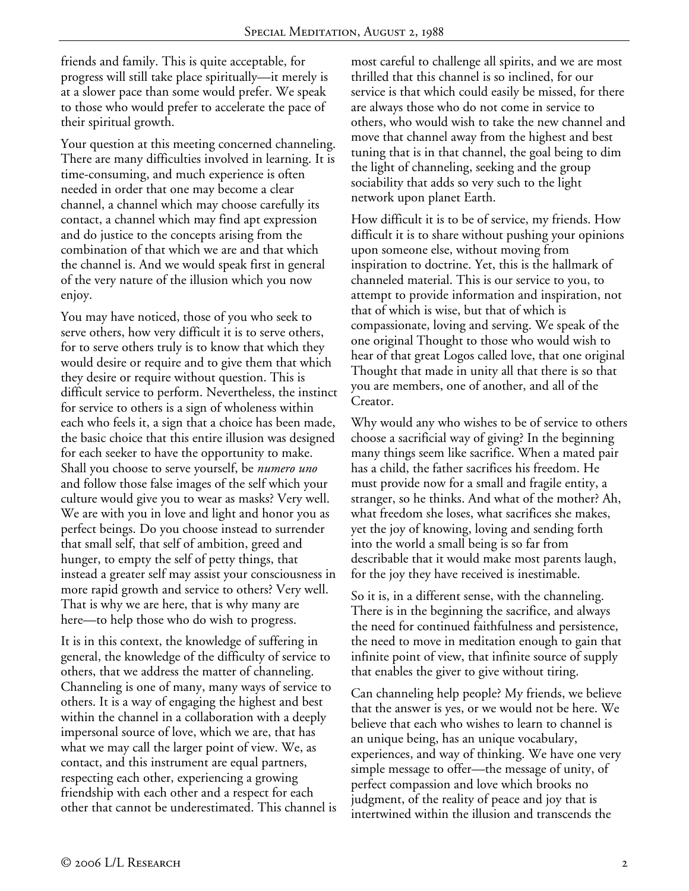friends and family. This is quite acceptable, for progress will still take place spiritually—it merely is at a slower pace than some would prefer. We speak to those who would prefer to accelerate the pace of their spiritual growth.

Your question at this meeting concerned channeling. There are many difficulties involved in learning. It is time-consuming, and much experience is often needed in order that one may become a clear channel, a channel which may choose carefully its contact, a channel which may find apt expression and do justice to the concepts arising from the combination of that which we are and that which the channel is. And we would speak first in general of the very nature of the illusion which you now enjoy.

You may have noticed, those of you who seek to serve others, how very difficult it is to serve others, for to serve others truly is to know that which they would desire or require and to give them that which they desire or require without question. This is difficult service to perform. Nevertheless, the instinct for service to others is a sign of wholeness within each who feels it, a sign that a choice has been made, the basic choice that this entire illusion was designed for each seeker to have the opportunity to make. Shall you choose to serve yourself, be *numero uno* and follow those false images of the self which your culture would give you to wear as masks? Very well. We are with you in love and light and honor you as perfect beings. Do you choose instead to surrender that small self, that self of ambition, greed and hunger, to empty the self of petty things, that instead a greater self may assist your consciousness in more rapid growth and service to others? Very well. That is why we are here, that is why many are here—to help those who do wish to progress.

It is in this context, the knowledge of suffering in general, the knowledge of the difficulty of service to others, that we address the matter of channeling. Channeling is one of many, many ways of service to others. It is a way of engaging the highest and best within the channel in a collaboration with a deeply impersonal source of love, which we are, that has what we may call the larger point of view. We, as contact, and this instrument are equal partners, respecting each other, experiencing a growing friendship with each other and a respect for each other that cannot be underestimated. This channel is most careful to challenge all spirits, and we are most thrilled that this channel is so inclined, for our service is that which could easily be missed, for there are always those who do not come in service to others, who would wish to take the new channel and move that channel away from the highest and best tuning that is in that channel, the goal being to dim the light of channeling, seeking and the group sociability that adds so very such to the light network upon planet Earth.

How difficult it is to be of service, my friends. How difficult it is to share without pushing your opinions upon someone else, without moving from inspiration to doctrine. Yet, this is the hallmark of channeled material. This is our service to you, to attempt to provide information and inspiration, not that of which is wise, but that of which is compassionate, loving and serving. We speak of the one original Thought to those who would wish to hear of that great Logos called love, that one original Thought that made in unity all that there is so that you are members, one of another, and all of the Creator.

Why would any who wishes to be of service to others choose a sacrificial way of giving? In the beginning many things seem like sacrifice. When a mated pair has a child, the father sacrifices his freedom. He must provide now for a small and fragile entity, a stranger, so he thinks. And what of the mother? Ah, what freedom she loses, what sacrifices she makes, yet the joy of knowing, loving and sending forth into the world a small being is so far from describable that it would make most parents laugh, for the joy they have received is inestimable.

So it is, in a different sense, with the channeling. There is in the beginning the sacrifice, and always the need for continued faithfulness and persistence, the need to move in meditation enough to gain that infinite point of view, that infinite source of supply that enables the giver to give without tiring.

Can channeling help people? My friends, we believe that the answer is yes, or we would not be here. We believe that each who wishes to learn to channel is an unique being, has an unique vocabulary, experiences, and way of thinking. We have one very simple message to offer—the message of unity, of perfect compassion and love which brooks no judgment, of the reality of peace and joy that is intertwined within the illusion and transcends the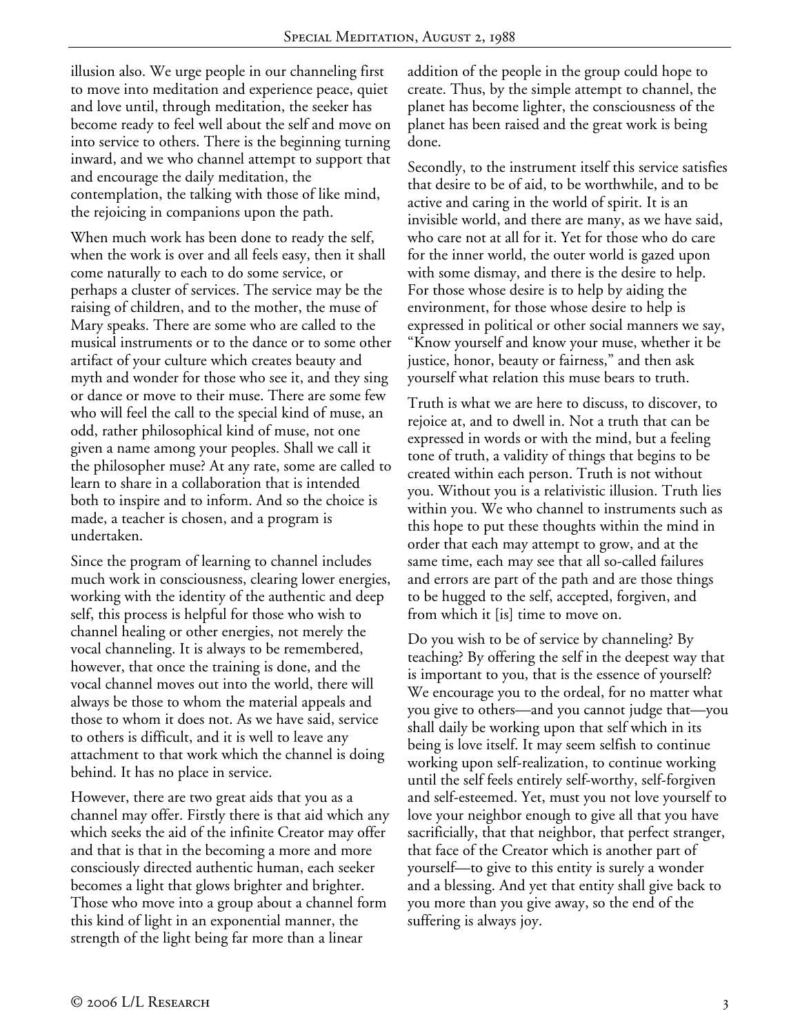illusion also. We urge people in our channeling first to move into meditation and experience peace, quiet and love until, through meditation, the seeker has become ready to feel well about the self and move on into service to others. There is the beginning turning inward, and we who channel attempt to support that and encourage the daily meditation, the contemplation, the talking with those of like mind, the rejoicing in companions upon the path.

When much work has been done to ready the self, when the work is over and all feels easy, then it shall come naturally to each to do some service, or perhaps a cluster of services. The service may be the raising of children, and to the mother, the muse of Mary speaks. There are some who are called to the musical instruments or to the dance or to some other artifact of your culture which creates beauty and myth and wonder for those who see it, and they sing or dance or move to their muse. There are some few who will feel the call to the special kind of muse, an odd, rather philosophical kind of muse, not one given a name among your peoples. Shall we call it the philosopher muse? At any rate, some are called to learn to share in a collaboration that is intended both to inspire and to inform. And so the choice is made, a teacher is chosen, and a program is undertaken.

Since the program of learning to channel includes much work in consciousness, clearing lower energies, working with the identity of the authentic and deep self, this process is helpful for those who wish to channel healing or other energies, not merely the vocal channeling. It is always to be remembered, however, that once the training is done, and the vocal channel moves out into the world, there will always be those to whom the material appeals and those to whom it does not. As we have said, service to others is difficult, and it is well to leave any attachment to that work which the channel is doing behind. It has no place in service.

However, there are two great aids that you as a channel may offer. Firstly there is that aid which any which seeks the aid of the infinite Creator may offer and that is that in the becoming a more and more consciously directed authentic human, each seeker becomes a light that glows brighter and brighter. Those who move into a group about a channel form this kind of light in an exponential manner, the strength of the light being far more than a linear addition of the people in the group could hope to create. Thus, by the simple attempt to channel, the planet has become lighter, the consciousness of the planet has been raised and the great work is being done.

Secondly, to the instrument itself this service satisfies that desire to be of aid, to be worthwhile, and to be active and caring in the world of spirit. It is an invisible world, and there are many, as we have said, who care not at all for it. Yet for those who do care for the inner world, the outer world is gazed upon with some dismay, and there is the desire to help. For those whose desire is to help by aiding the environment, for those whose desire to help is expressed in political or other social manners we say, "Know yourself and know your muse, whether it be justice, honor, beauty or fairness," and then ask yourself what relation this muse bears to truth.

Truth is what we are here to discuss, to discover, to rejoice at, and to dwell in. Not a truth that can be expressed in words or with the mind, but a feeling tone of truth, a validity of things that begins to be created within each person. Truth is not without you. Without you is a relativistic illusion. Truth lies within you. We who channel to instruments such as this hope to put these thoughts within the mind in order that each may attempt to grow, and at the same time, each may see that all so-called failures and errors are part of the path and are those things to be hugged to the self, accepted, forgiven, and from which it [is] time to move on.

Do you wish to be of service by channeling? By teaching? By offering the self in the deepest way that is important to you, that is the essence of yourself? We encourage you to the ordeal, for no matter what you give to others—and you cannot judge that—you shall daily be working upon that self which in its being is love itself. It may seem selfish to continue working upon self-realization, to continue working until the self feels entirely self-worthy, self-forgiven and self-esteemed. Yet, must you not love yourself to love your neighbor enough to give all that you have sacrificially, that that neighbor, that perfect stranger, that face of the Creator which is another part of yourself—to give to this entity is surely a wonder and a blessing. And yet that entity shall give back to you more than you give away, so the end of the suffering is always joy.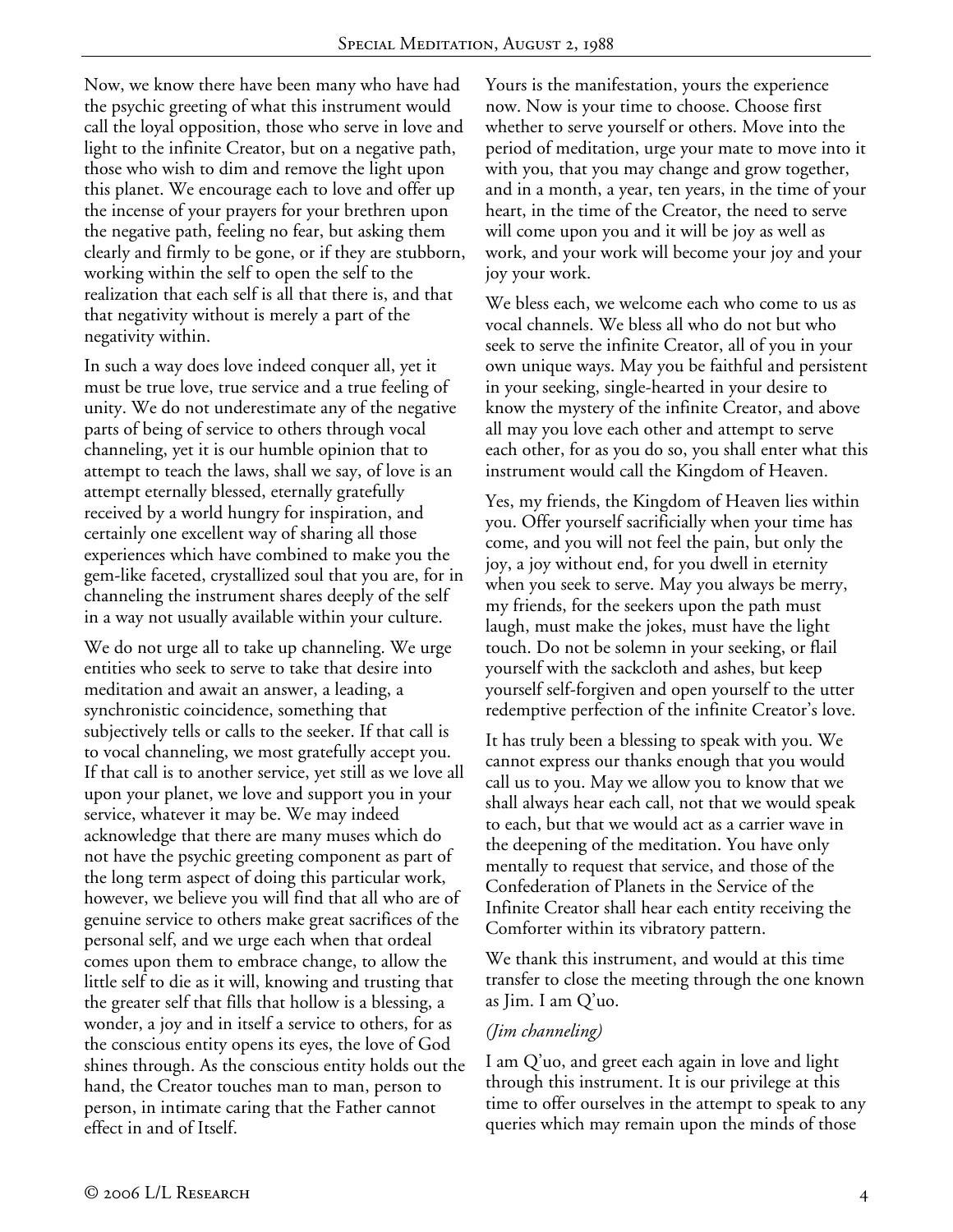Now, we know there have been many who have had the psychic greeting of what this instrument would call the loyal opposition, those who serve in love and light to the infinite Creator, but on a negative path, those who wish to dim and remove the light upon this planet. We encourage each to love and offer up the incense of your prayers for your brethren upon the negative path, feeling no fear, but asking them clearly and firmly to be gone, or if they are stubborn, working within the self to open the self to the realization that each self is all that there is, and that that negativity without is merely a part of the negativity within.

In such a way does love indeed conquer all, yet it must be true love, true service and a true feeling of unity. We do not underestimate any of the negative parts of being of service to others through vocal channeling, yet it is our humble opinion that to attempt to teach the laws, shall we say, of love is an attempt eternally blessed, eternally gratefully received by a world hungry for inspiration, and certainly one excellent way of sharing all those experiences which have combined to make you the gem-like faceted, crystallized soul that you are, for in channeling the instrument shares deeply of the self in a way not usually available within your culture.

We do not urge all to take up channeling. We urge entities who seek to serve to take that desire into meditation and await an answer, a leading, a synchronistic coincidence, something that subjectively tells or calls to the seeker. If that call is to vocal channeling, we most gratefully accept you. If that call is to another service, yet still as we love all upon your planet, we love and support you in your service, whatever it may be. We may indeed acknowledge that there are many muses which do not have the psychic greeting component as part of the long term aspect of doing this particular work, however, we believe you will find that all who are of genuine service to others make great sacrifices of the personal self, and we urge each when that ordeal comes upon them to embrace change, to allow the little self to die as it will, knowing and trusting that the greater self that fills that hollow is a blessing, a wonder, a joy and in itself a service to others, for as the conscious entity opens its eyes, the love of God shines through. As the conscious entity holds out the hand, the Creator touches man to man, person to person, in intimate caring that the Father cannot effect in and of Itself.

Yours is the manifestation, yours the experience now. Now is your time to choose. Choose first whether to serve yourself or others. Move into the period of meditation, urge your mate to move into it with you, that you may change and grow together, and in a month, a year, ten years, in the time of your heart, in the time of the Creator, the need to serve will come upon you and it will be joy as well as work, and your work will become your joy and your joy your work.

We bless each, we welcome each who come to us as vocal channels. We bless all who do not but who seek to serve the infinite Creator, all of you in your own unique ways. May you be faithful and persistent in your seeking, single-hearted in your desire to know the mystery of the infinite Creator, and above all may you love each other and attempt to serve each other, for as you do so, you shall enter what this instrument would call the Kingdom of Heaven.

Yes, my friends, the Kingdom of Heaven lies within you. Offer yourself sacrificially when your time has come, and you will not feel the pain, but only the joy, a joy without end, for you dwell in eternity when you seek to serve. May you always be merry, my friends, for the seekers upon the path must laugh, must make the jokes, must have the light touch. Do not be solemn in your seeking, or flail yourself with the sackcloth and ashes, but keep yourself self-forgiven and open yourself to the utter redemptive perfection of the infinite Creator's love.

It has truly been a blessing to speak with you. We cannot express our thanks enough that you would call us to you. May we allow you to know that we shall always hear each call, not that we would speak to each, but that we would act as a carrier wave in the deepening of the meditation. You have only mentally to request that service, and those of the Confederation of Planets in the Service of the Infinite Creator shall hear each entity receiving the Comforter within its vibratory pattern.

We thank this instrument, and would at this time transfer to close the meeting through the one known as Jim. I am Q'uo.

*(Jim channeling)*

I am Q'uo, and greet each again in love and light through this instrument. It is our privilege at this time to offer ourselves in the attempt to speak to any queries which may remain upon the minds of those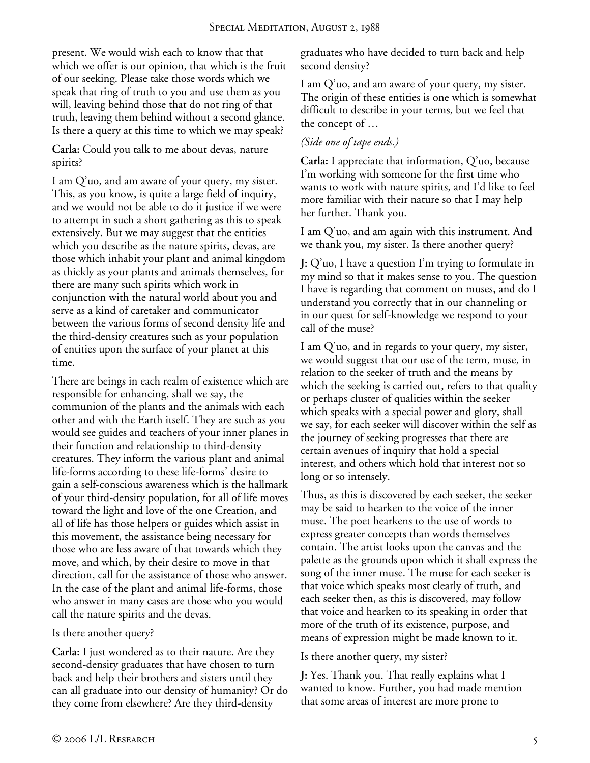present. We would wish each to know that that which we offer is our opinion, that which is the fruit of our seeking. Please take those words which we speak that ring of truth to you and use them as you will, leaving behind those that do not ring of that truth, leaving them behind without a second glance. Is there a query at this time to which we may speak?

**Carla:** Could you talk to me about devas, nature spirits?

I am Q'uo, and am aware of your query, my sister. This, as you know, is quite a large field of inquiry, and we would not be able to do it justice if we were to attempt in such a short gathering as this to speak extensively. But we may suggest that the entities which you describe as the nature spirits, devas, are those which inhabit your plant and animal kingdom as thickly as your plants and animals themselves, for there are many such spirits which work in conjunction with the natural world about you and serve as a kind of caretaker and communicator between the various forms of second density life and the third-density creatures such as your population of entities upon the surface of your planet at this time.

There are beings in each realm of existence which are responsible for enhancing, shall we say, the communion of the plants and the animals with each other and with the Earth itself. They are such as you would see guides and teachers of your inner planes in their function and relationship to third-density creatures. They inform the various plant and animal life-forms according to these life-forms' desire to gain a self-conscious awareness which is the hallmark of your third-density population, for all of life moves toward the light and love of the one Creation, and all of life has those helpers or guides which assist in this movement, the assistance being necessary for those who are less aware of that towards which they move, and which, by their desire to move in that direction, call for the assistance of those who answer. In the case of the plant and animal life-forms, those who answer in many cases are those who you would call the nature spirits and the devas.

Is there another query?

**Carla:** I just wondered as to their nature. Are they second-density graduates that have chosen to turn back and help their brothers and sisters until they can all graduate into our density of humanity? Or do they come from elsewhere? Are they third-density graduates who have decided to turn back and help second density?

I am Q'uo, and am aware of your query, my sister. The origin of these entities is one which is somewhat difficult to describe in your terms, but we feel that the concept of …

*(Side one of tape ends.)*

**Carla:** I appreciate that information, Q'uo, because I'm working with someone for the first time who wants to work with nature spirits, and I'd like to feel more familiar with their nature so that I may help her further. Thank you.

I am Q'uo, and am again with this instrument. And we thank you, my sister. Is there another query?

**J:** Q'uo, I have a question I'm trying to formulate in my mind so that it makes sense to you. The question I have is regarding that comment on muses, and do I understand you correctly that in our channeling or in our quest for self-knowledge we respond to your call of the muse?

I am Q'uo, and in regards to your query, my sister, we would suggest that our use of the term, muse, in relation to the seeker of truth and the means by which the seeking is carried out, refers to that quality or perhaps cluster of qualities within the seeker which speaks with a special power and glory, shall we say, for each seeker will discover within the self as the journey of seeking progresses that there are certain avenues of inquiry that hold a special interest, and others which hold that interest not so long or so intensely.

Thus, as this is discovered by each seeker, the seeker may be said to hearken to the voice of the inner muse. The poet hearkens to the use of words to express greater concepts than words themselves contain. The artist looks upon the canvas and the palette as the grounds upon which it shall express the song of the inner muse. The muse for each seeker is that voice which speaks most clearly of truth, and each seeker then, as this is discovered, may follow that voice and hearken to its speaking in order that more of the truth of its existence, purpose, and means of expression might be made known to it.

Is there another query, my sister?

**J:** Yes. Thank you. That really explains what I wanted to know. Further, you had made mention that some areas of interest are more prone to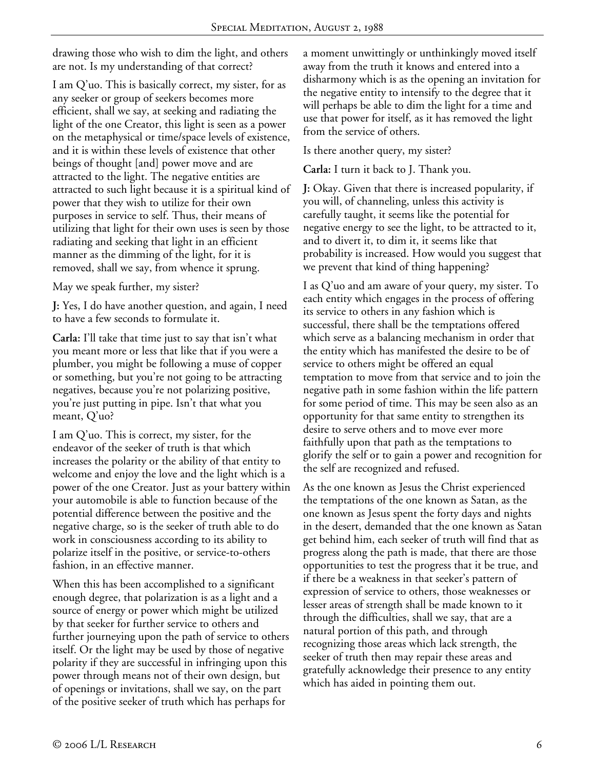drawing those who wish to dim the light, and others are not. Is my understanding of that correct?

I am Q'uo. This is basically correct, my sister, for as any seeker or group of seekers becomes more efficient, shall we say, at seeking and radiating the light of the one Creator, this light is seen as a power on the metaphysical or time/space levels of existence, and it is within these levels of existence that other beings of thought [and] power move and are attracted to the light. The negative entities are attracted to such light because it is a spiritual kind of power that they wish to utilize for their own purposes in service to self. Thus, their means of utilizing that light for their own uses is seen by those radiating and seeking that light in an efficient manner as the dimming of the light, for it is removed, shall we say, from whence it sprung.

May we speak further, my sister?

**J:** Yes, I do have another question, and again, I need to have a few seconds to formulate it.

**Carla:** I'll take that time just to say that isn't what you meant more or less that like that if you were a plumber, you might be following a muse of copper or something, but you're not going to be attracting negatives, because you're not polarizing positive, you're just putting in pipe. Isn't that what you meant, Q'uo?

I am Q'uo. This is correct, my sister, for the endeavor of the seeker of truth is that which increases the polarity or the ability of that entity to welcome and enjoy the love and the light which is a power of the one Creator. Just as your battery within your automobile is able to function because of the potential difference between the positive and the negative charge, so is the seeker of truth able to do work in consciousness according to its ability to polarize itself in the positive, or service-to-others fashion, in an effective manner.

When this has been accomplished to a significant enough degree, that polarization is as a light and a source of energy or power which might be utilized by that seeker for further service to others and further journeying upon the path of service to others itself. Or the light may be used by those of negative polarity if they are successful in infringing upon this power through means not of their own design, but of openings or invitations, shall we say, on the part of the positive seeker of truth which has perhaps for a moment unwittingly or unthinkingly moved itself away from the truth it knows and entered into a disharmony which is as the opening an invitation for the negative entity to intensify to the degree that it will perhaps be able to dim the light for a time and use that power for itself, as it has removed the light from the service of others.

Is there another query, my sister?

**Carla:** I turn it back to J. Thank you.

**J:** Okay. Given that there is increased popularity, if you will, of channeling, unless this activity is carefully taught, it seems like the potential for negative energy to see the light, to be attracted to it, and to divert it, to dim it, it seems like that probability is increased. How would you suggest that we prevent that kind of thing happening?

I as Q'uo and am aware of your query, my sister. To each entity which engages in the process of offering its service to others in any fashion which is successful, there shall be the temptations offered which serve as a balancing mechanism in order that the entity which has manifested the desire to be of service to others might be offered an equal temptation to move from that service and to join the negative path in some fashion within the life pattern for some period of time. This may be seen also as an opportunity for that same entity to strengthen its desire to serve others and to move ever more faithfully upon that path as the temptations to glorify the self or to gain a power and recognition for the self are recognized and refused.

As the one known as Jesus the Christ experienced the temptations of the one known as Satan, as the one known as Jesus spent the forty days and nights in the desert, demanded that the one known as Satan get behind him, each seeker of truth will find that as progress along the path is made, that there are those opportunities to test the progress that it be true, and if there be a weakness in that seeker's pattern of expression of service to others, those weaknesses or lesser areas of strength shall be made known to it through the difficulties, shall we say, that are a natural portion of this path, and through recognizing those areas which lack strength, the seeker of truth then may repair these areas and gratefully acknowledge their presence to any entity which has aided in pointing them out.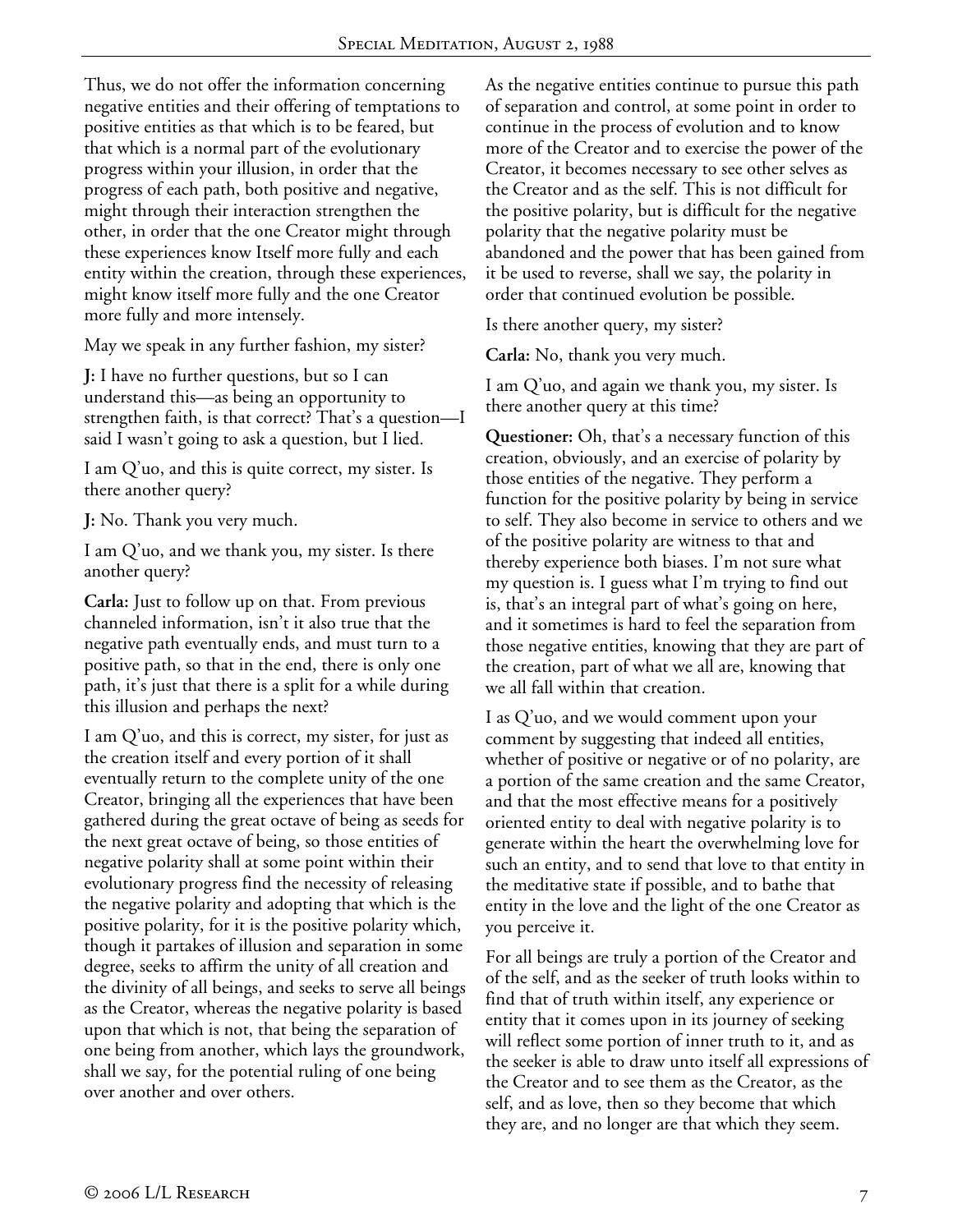Thus, we do not offer the information concerning negative entities and their offering of temptations to positive entities as that which is to be feared, but that which is a normal part of the evolutionary progress within your illusion, in order that the progress of each path, both positive and negative, might through their interaction strengthen the other, in order that the one Creator might through these experiences know Itself more fully and each entity within the creation, through these experiences, might know itself more fully and the one Creator more fully and more intensely.

May we speak in any further fashion, my sister?

**J:** I have no further questions, but so I can understand this—as being an opportunity to strengthen faith, is that correct? That's a question—I said I wasn't going to ask a question, but I lied.

I am Q'uo, and this is quite correct, my sister. Is there another query?

**J:** No. Thank you very much.

I am Q'uo, and we thank you, my sister. Is there another query?

**Carla:** Just to follow up on that. From previous channeled information, isn't it also true that the negative path eventually ends, and must turn to a positive path, so that in the end, there is only one path, it's just that there is a split for a while during this illusion and perhaps the next?

I am Q'uo, and this is correct, my sister, for just as the creation itself and every portion of it shall eventually return to the complete unity of the one Creator, bringing all the experiences that have been gathered during the great octave of being as seeds for the next great octave of being, so those entities of negative polarity shall at some point within their evolutionary progress find the necessity of releasing the negative polarity and adopting that which is the positive polarity, for it is the positive polarity which, though it partakes of illusion and separation in some degree, seeks to affirm the unity of all creation and the divinity of all beings, and seeks to serve all beings as the Creator, whereas the negative polarity is based upon that which is not, that being the separation of one being from another, which lays the groundwork, shall we say, for the potential ruling of one being over another and over others.

As the negative entities continue to pursue this path of separation and control, at some point in order to continue in the process of evolution and to know more of the Creator and to exercise the power of the Creator, it becomes necessary to see other selves as the Creator and as the self. This is not difficult for the positive polarity, but is difficult for the negative polarity that the negative polarity must be abandoned and the power that has been gained from it be used to reverse, shall we say, the polarity in order that continued evolution be possible.

Is there another query, my sister?

**Carla:** No, thank you very much.

I am Q'uo, and again we thank you, my sister. Is there another query at this time?

**Questioner:** Oh, that's a necessary function of this creation, obviously, and an exercise of polarity by those entities of the negative. They perform a function for the positive polarity by being in service to self. They also become in service to others and we of the positive polarity are witness to that and thereby experience both biases. I'm not sure what my question is. I guess what I'm trying to find out is, that's an integral part of what's going on here, and it sometimes is hard to feel the separation from those negative entities, knowing that they are part of the creation, part of what we all are, knowing that we all fall within that creation.

I as Q'uo, and we would comment upon your comment by suggesting that indeed all entities, whether of positive or negative or of no polarity, are a portion of the same creation and the same Creator, and that the most effective means for a positively oriented entity to deal with negative polarity is to generate within the heart the overwhelming love for such an entity, and to send that love to that entity in the meditative state if possible, and to bathe that entity in the love and the light of the one Creator as you perceive it.

For all beings are truly a portion of the Creator and of the self, and as the seeker of truth looks within to find that of truth within itself, any experience or entity that it comes upon in its journey of seeking will reflect some portion of inner truth to it, and as the seeker is able to draw unto itself all expressions of the Creator and to see them as the Creator, as the self, and as love, then so they become that which they are, and no longer are that which they seem.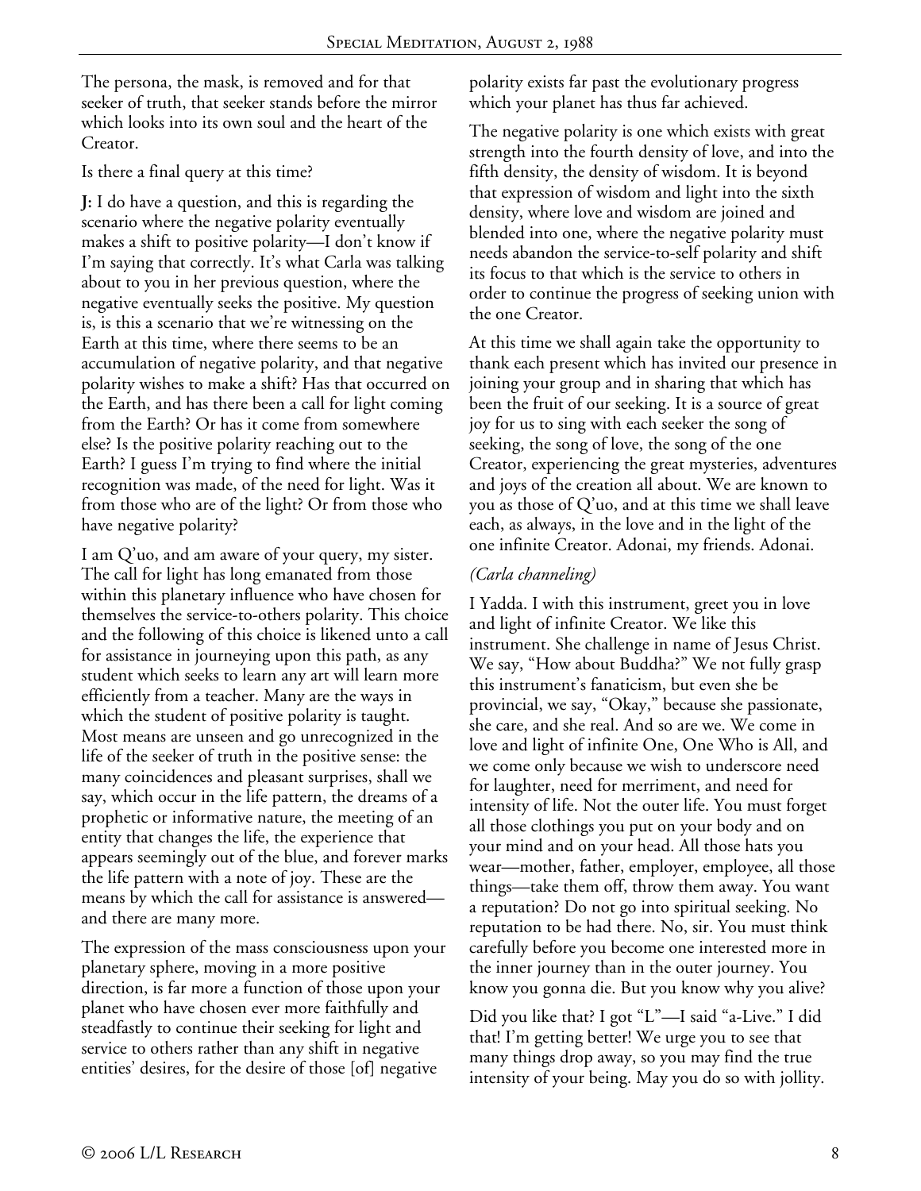The persona, the mask, is removed and for that seeker of truth, that seeker stands before the mirror which looks into its own soul and the heart of the Creator.

Is there a final query at this time?

**J:** I do have a question, and this is regarding the scenario where the negative polarity eventually makes a shift to positive polarity—I don't know if I'm saying that correctly. It's what Carla was talking about to you in her previous question, where the negative eventually seeks the positive. My question is, is this a scenario that we're witnessing on the Earth at this time, where there seems to be an accumulation of negative polarity, and that negative polarity wishes to make a shift? Has that occurred on the Earth, and has there been a call for light coming from the Earth? Or has it come from somewhere else? Is the positive polarity reaching out to the Earth? I guess I'm trying to find where the initial recognition was made, of the need for light. Was it from those who are of the light? Or from those who have negative polarity?

I am Q'uo, and am aware of your query, my sister. The call for light has long emanated from those within this planetary influence who have chosen for themselves the service-to-others polarity. This choice and the following of this choice is likened unto a call for assistance in journeying upon this path, as any student which seeks to learn any art will learn more efficiently from a teacher. Many are the ways in which the student of positive polarity is taught. Most means are unseen and go unrecognized in the life of the seeker of truth in the positive sense: the many coincidences and pleasant surprises, shall we say, which occur in the life pattern, the dreams of a prophetic or informative nature, the meeting of an entity that changes the life, the experience that appears seemingly out of the blue, and forever marks the life pattern with a note of joy. These are the means by which the call for assistance is answered—and there are many more.

The expression of the mass consciousness upon your planetary sphere, moving in a more positive direction, is far more a function of those upon your planet who have chosen ever more faithfully and steadfastly to continue their seeking for light and service to others rather than any shift in negative entities' desires, for the desire of those [of] negative polarity exists far past the evolutionary progress which your planet has thus far achieved.

The negative polarity is one which exists with great strength into the fourth density of love, and into the fifth density, the density of wisdom. It is beyond that expression of wisdom and light into the sixth density, where love and wisdom are joined and blended into one, where the negative polarity must needs abandon the service-to-self polarity and shift its focus to that which is the service to others in order to continue the progress of seeking union with the one Creator.

At this time we shall again take the opportunity to thank each present which has invited our presence in joining your group and in sharing that which has been the fruit of our seeking. It is a source of great joy for us to sing with each seeker the song of seeking, the song of love, the song of the one Creator, experiencing the great mysteries, adventures and joys of the creation all about. We are known to you as those of Q'uo, and at this time we shall leave each, as always, in the love and in the light of the one infinite Creator. Adonai, my friends. Adonai.

*(Carla channeling)*

I Yadda. I with this instrument, greet you in love and light of infinite Creator. We like this instrument. She challenge in name of Jesus Christ. We say, "How about Buddha?" We not fully grasp this instrument's fanaticism, but even she be provincial, we say, "Okay," because she passionate, she care, and she real. And so are we. We come in love and light of infinite One, One Who is All, and we come only because we wish to underscore need for laughter, need for merriment, and need for intensity of life. Not the outer life. You must forget all those clothings you put on your body and on your mind and on your head. All those hats you wear—mother, father, employer, employee, all those things—take them off, throw them away. You want a reputation? Do not go into spiritual seeking. No reputation to be had there. No, sir. You must think carefully before you become one interested more in the inner journey than in the outer journey. You know you gonna die. But you know why you alive?

Did you like that? I got "L"—I said "a-Live." I did that! I'm getting better! We urge you to see that many things drop away, so you may find the true intensity of your being. May you do so with jollity.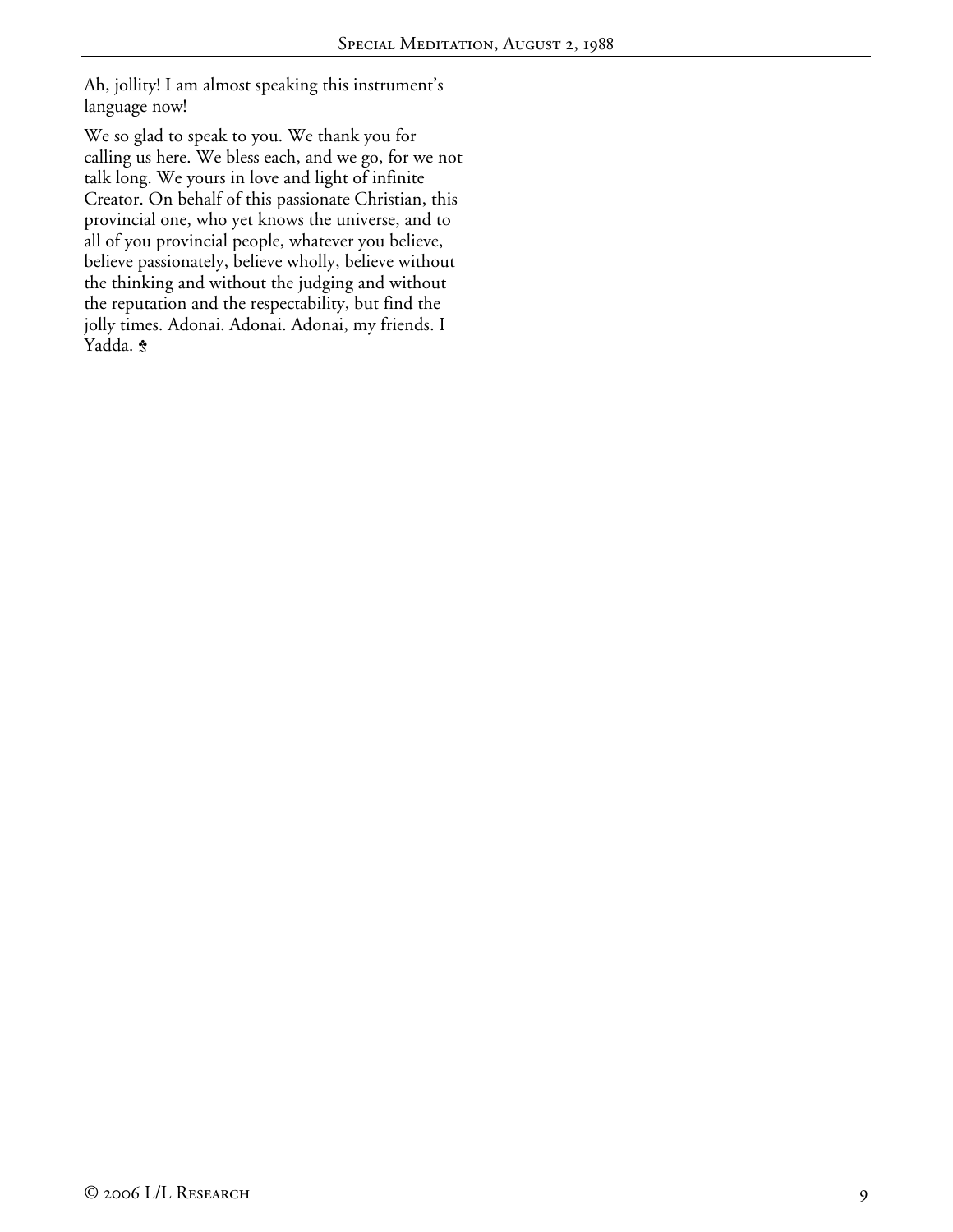Ah, jollity! I am almost speaking this instrument's language now!

We so glad to speak to you. We thank you for calling us here. We bless each, and we go, for we not talk long. We yours in love and light of infinite Creator. On behalf of this passionate Christian, this provincial one, who yet knows the universe, and to all of you provincial people, whatever you believe, believe passionately, believe wholly, believe without the thinking and without the judging and without the reputation and the respectability, but find the jolly times. Adonai. Adonai. Adonai, my friends. I Yadda.